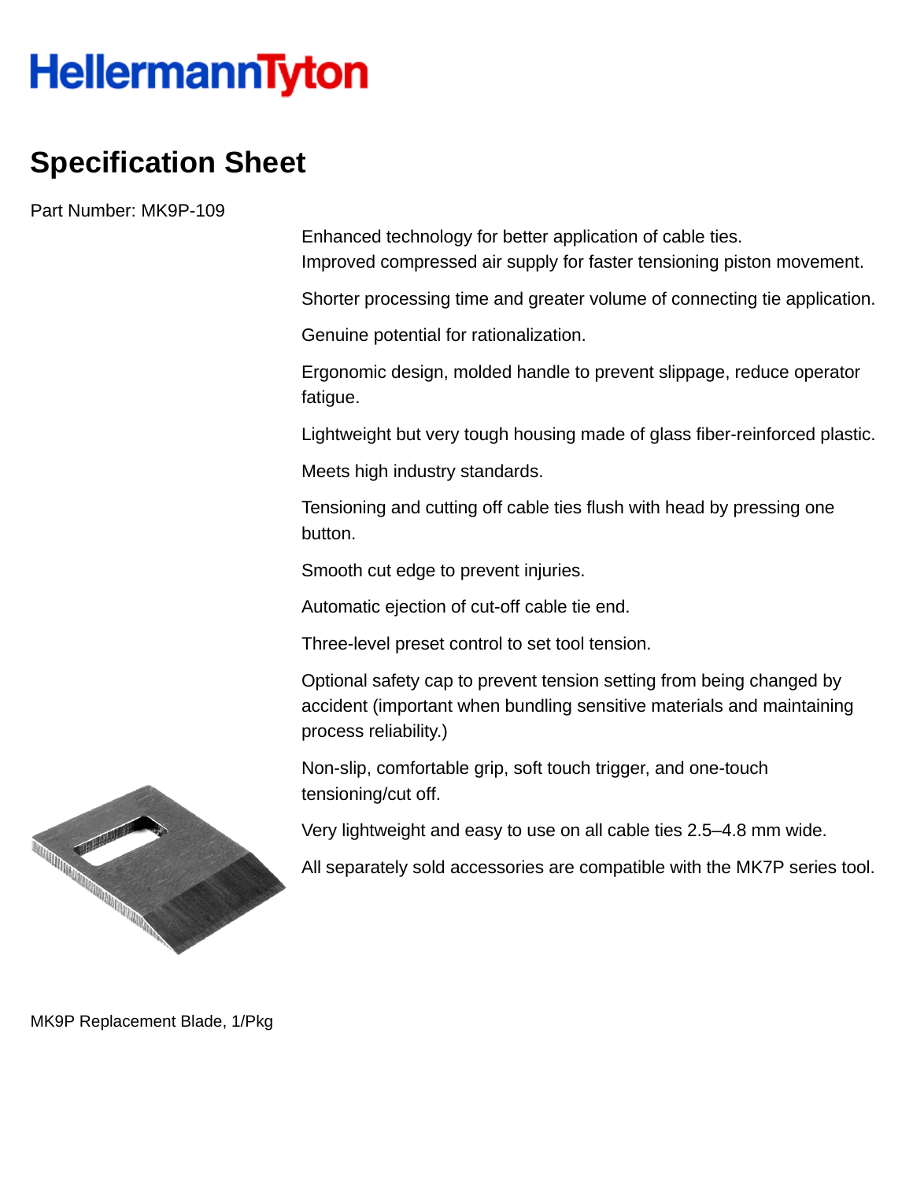HellermannTyton

# Specification Sheet

Part Number: MK9P-109

Enhanced technology for better application of cable ties.
Improved compressed air supply for faster tensioning piston movement.

Shorter processing time and greater volume of connecting tie application.

Genuine potential for rationalization.

Ergonomic design, molded handle to prevent slippage, reduce operator fatigue.

Lightweight but very tough housing made of glass fiber-reinforced plastic.

Meets high industry standards.

Tensioning and cutting off cable ties flush with head by pressing one button.

Smooth cut edge to prevent injuries.

Automatic ejection of cut-off cable tie end.

Three-level preset control to set tool tension.

Optional safety cap to prevent tension setting from being changed by accident (important when bundling sensitive materials and maintaining process reliability.)

Non-slip, comfortable grip, soft touch trigger, and one-touch tensioning/cut off.

Very lightweight and easy to use on all cable ties 2.5–4.8 mm wide.

All separately sold accessories are compatible with the MK7P series tool.

MK9P Replacement Blade, 1/Pkg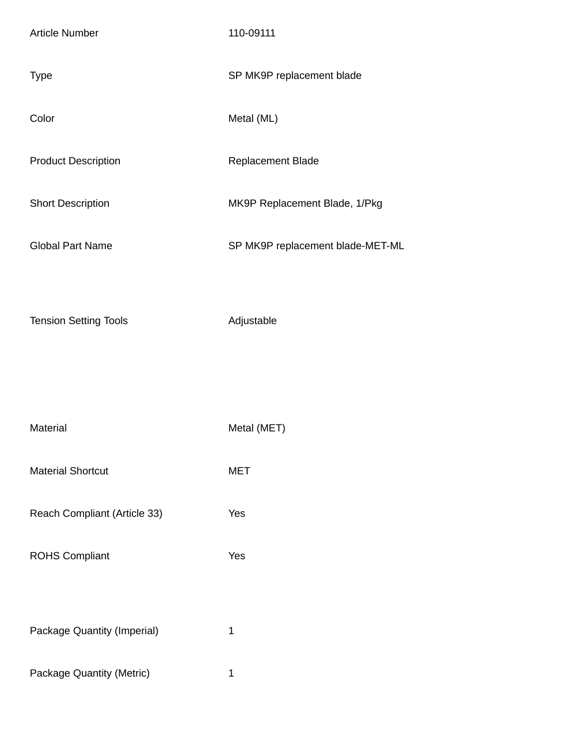| | |
|---|---|
| Article Number | 110-09111 |
| Type | SP MK9P replacement blade |
| Color | Metal (ML) |
| Product Description | Replacement Blade |
| Short Description | MK9P Replacement Blade, 1/Pkg |
| Global Part Name | SP MK9P replacement blade-MET-ML |

| | |
|---|---|
| Tension Setting Tools | Adjustable |

| | |
|---|---|
| Material | Metal (MET) |
| Material Shortcut | MET |
| Reach Compliant (Article 33) | Yes |
| ROHS Compliant | Yes |

| | |
|---|---|
| Package Quantity (Imperial) | 1 |
| Package Quantity (Metric) | 1 |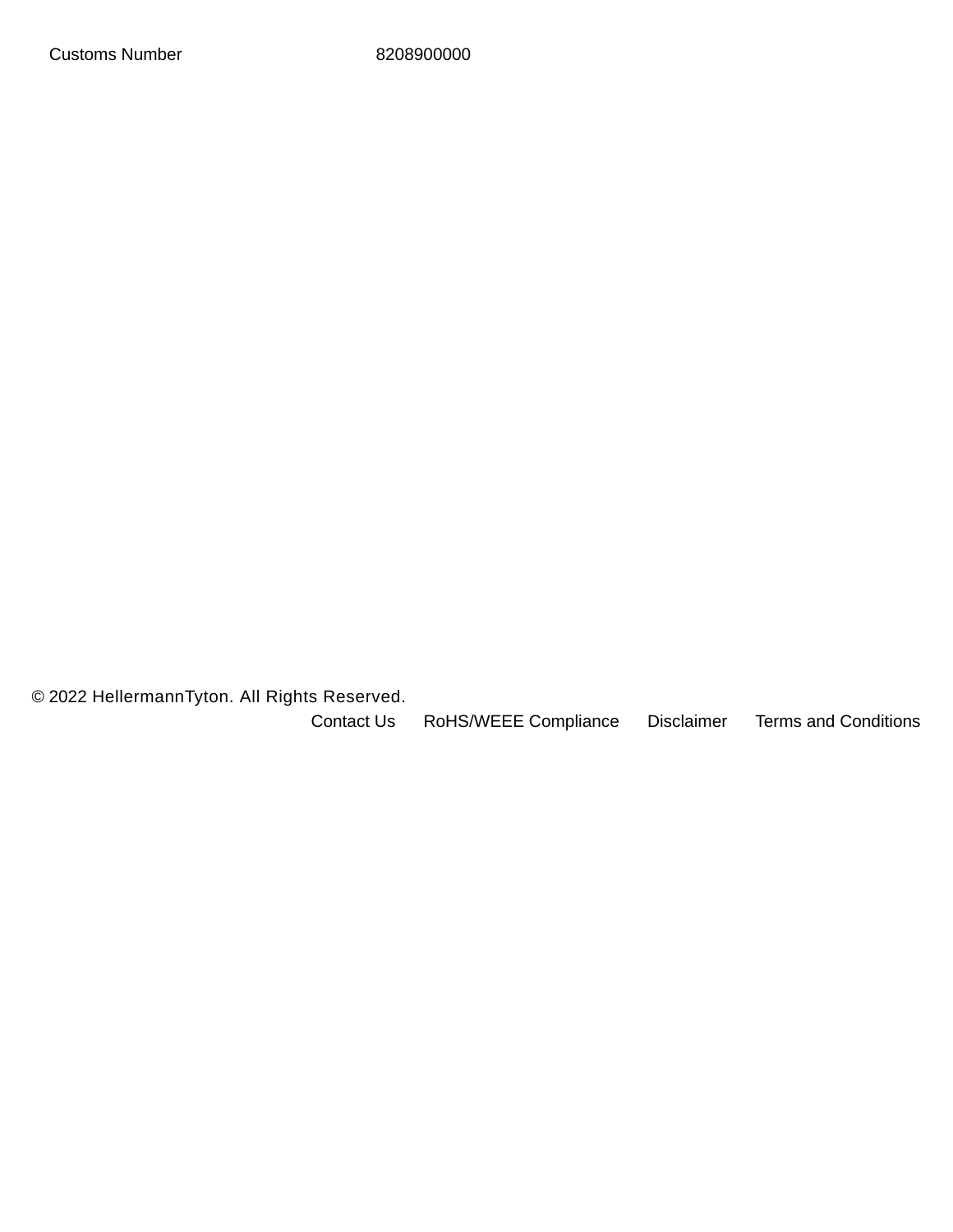| | |
|---|---|
| Customs Number | 8208900000 |

© 2022 HellermannTyton. All Rights Reserved.

Contact Us RoHS/WEEE Compliance Disclaimer Terms and Conditions